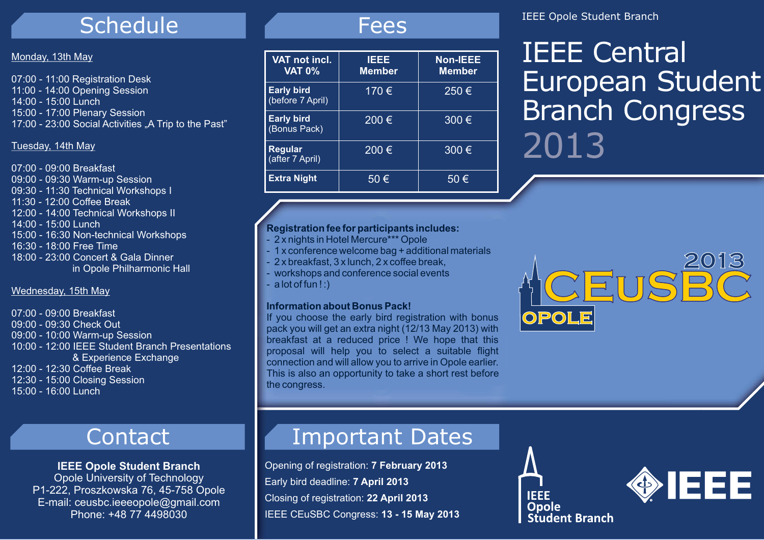IEEE Opole Student Branch

# IEEE Central European Student Branch Congress 2013

## Schedule

Monday, 13th May

07:00 - 11:00 Registration Desk
11:00 - 14:00 Opening Session
14:00 - 15:00 Lunch
15:00 - 17:00 Plenary Session
17:00 - 23:00 Social Activities „A Trip to the Past"

Tuesday, 14th May

07:00 - 09:00 Breakfast
09:00 - 09:30 Warm-up Session
09:30 - 11:30 Technical Workshops I
11:30 - 12:00 Coffee Break
12:00 - 14:00 Technical Workshops II
14:00 - 15:00 Lunch
15:00 - 16:30 Non-technical Workshops
16:30 - 18:00 Free Time
18:00 - 23:00 Concert & Gala Dinner in Opole Philharmonic Hall

Wednesday, 15th May

07:00 - 09:00 Breakfast
09:00 - 09:30 Check Out
09:00 - 10:00 Warm-up Session
10:00 - 12:00 IEEE Student Branch Presentations & Experience Exchange
12:00 - 12:30 Coffee Break
12:30 - 15:00 Closing Session
15:00 - 16:00 Lunch

## Fees

| VAT not incl. VAT 0% | IEEE Member | Non-IEEE Member |
|---|---|---|
| **Early bird** (before 7 April) | 170 € | 250 € |
| **Early bird** (Bonus Pack) | 200 € | 300 € |
| **Regular** (after 7 April) | 200 € | 300 € |
| **Extra Night** | 50 € | 50 € |

**Registration fee for participants includes:**

- 2 x nights in Hotel Mercure*** Opole
- 1 x conference welcome bag + additional materials
- 2 x breakfast, 3 x lunch, 2 x coffee break,
- workshops and conference social events
- a lot of fun ! :)

**Information about Bonus Pack!**

If you choose the early bird registration with bonus pack you will get an extra night (12/13 May 2013) with breakfast at a reduced price ! We hope that this proposal will help you to select a suitable flight connection and will allow you to arrive in Opole earlier. This is also an opportunity to take a short rest before the congress.

2013 CEuSBC OPOLE

## Contact

**IEEE Opole Student Branch**
Opole University of Technology
P1-222, Proszkowska 76, 45-758 Opole
E-mail: ceusbc.ieeeopole@gmail.com
Phone: +48 77 4498030

## Important Dates

Opening of registration: **7 February 2013**
Early bird deadline: **7 April 2013**
Closing of registration: **22 April 2013**
IEEE CEuSBC Congress: **13 - 15 May 2013**

IEEE Opole Student Branch

IEEE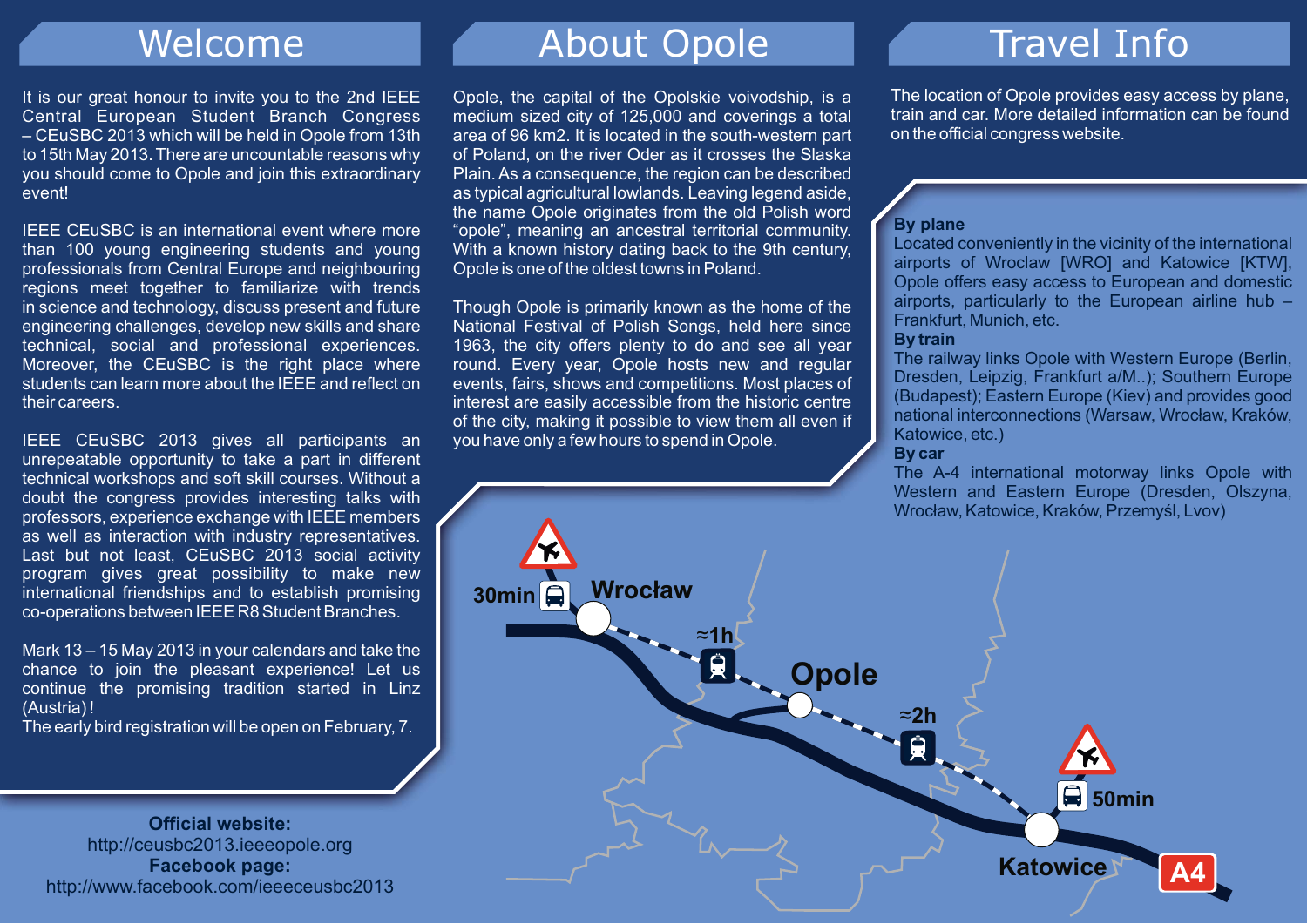# Welcome

It is our great honour to invite you to the 2nd IEEE Central European Student Branch Congress – CEuSBC 2013 which will be held in Opole from 13th to 15th May 2013. There are uncountable reasons why you should come to Opole and join this extraordinary event!

IEEE CEuSBC is an international event where more than 100 young engineering students and young professionals from Central Europe and neighbouring regions meet together to familiarize with trends in science and technology, discuss present and future engineering challenges, develop new skills and share technical, social and professional experiences. Moreover, the CEuSBC is the right place where students can learn more about the IEEE and reflect on their careers.

IEEE CEuSBC 2013 gives all participants an unrepeatable opportunity to take a part in different technical workshops and soft skill courses. Without a doubt the congress provides interesting talks with professors, experience exchange with IEEE members as well as interaction with industry representatives. Last but not least, CEuSBC 2013 social activity program gives great possibility to make new international friendships and to establish promising co-operations between IEEE R8 Student Branches.

Mark 13 – 15 May 2013 in your calendars and take the chance to join the pleasant experience! Let us continue the promising tradition started in Linz (Austria)!
The early bird registration will be open on February, 7.

**Official website:**
http://ceusbc2013.ieeeopole.org
**Facebook page:**
http://www.facebook.com/ieeeceusbc2013

# About Opole

Opole, the capital of the Opolskie voivodship, is a medium sized city of 125,000 and coverings a total area of 96 km2. It is located in the south-western part of Poland, on the river Oder as it crosses the Slaska Plain. As a consequence, the region can be described as typical agricultural lowlands. Leaving legend aside, the name Opole originates from the old Polish word "opole", meaning an ancestral territorial community. With a known history dating back to the 9th century, Opole is one of the oldest towns in Poland.

Though Opole is primarily known as the home of the National Festival of Polish Songs, held here since 1963, the city offers plenty to do and see all year round. Every year, Opole hosts new and regular events, fairs, shows and competitions. Most places of interest are easily accessible from the historic centre of the city, making it possible to view them all even if you have only a few hours to spend in Opole.

# Travel Info

The location of Opole provides easy access by plane, train and car. More detailed information can be found on the official congress website.

**By plane**
Located conveniently in the vicinity of the international airports of Wroclaw [WRO] and Katowice [KTW], Opole offers easy access to European and domestic airports, particularly to the European airline hub – Frankfurt, Munich, etc.

**By train**
The railway links Opole with Western Europe (Berlin, Dresden, Leipzig, Frankfurt a/M..); Southern Europe (Budapest); Eastern Europe (Kiev) and provides good national interconnections (Warsaw, Wrocław, Kraków, Katowice, etc.)

**By car**
The A-4 international motorway links Opole with Western and Eastern Europe (Dresden, Olszyna, Wrocław, Katowice, Kraków, Przemyśl, Lvov)

30min
Wrocław
≈1h
Opole
≈2h
50min
Katowice
A4